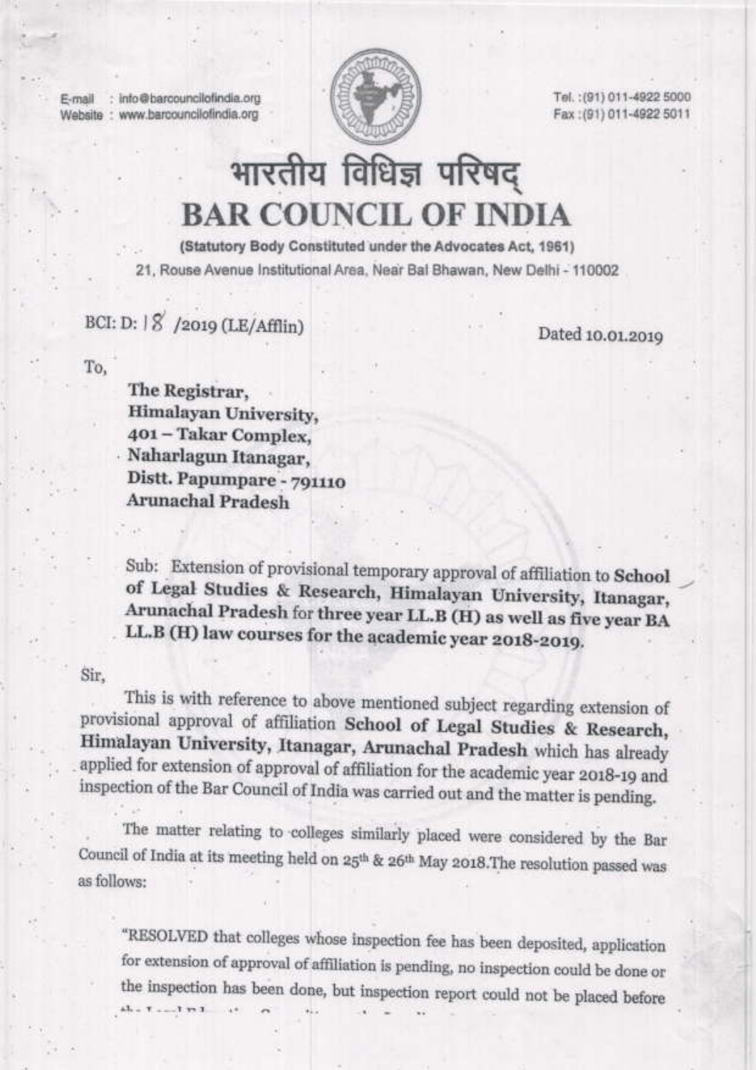E-mail : info@barcouncilofindia.org
Website : www.barcouncilofindia.org

Tel. : (91) 011-4922 5000
Fax : (91) 011-4922 5011

# भारतीय विधिज्ञ परिषद्
# BAR COUNCIL OF INDIA

(Statutory Body Constituted under the Advocates Act, 1961)

21, Rouse Avenue Institutional Area, Near Bal Bhawan, New Delhi - 110002

BCI: D: 18 /2019 (LE/Afflin)

Dated 10.01.2019

To,

**The Registrar,**
**Himalayan University,**
**401 – Takar Complex,**
**Naharlagun Itanagar,**
**Distt. Papumpare - 791110**
**Arunachal Pradesh**

Sub: Extension of provisional temporary approval of affiliation to **School of Legal Studies & Research, Himalayan University, Itanagar, Arunachal Pradesh** for **three year LL.B (H) as well as five year BA LL.B (H) law courses for the academic year 2018-2019.**

Sir,

This is with reference to above mentioned subject regarding extension of provisional approval of affiliation **School of Legal Studies & Research, Himalayan University, Itanagar, Arunachal Pradesh** which has already applied for extension of approval of affiliation for the academic year 2018-19 and inspection of the Bar Council of India was carried out and the matter is pending.

The matter relating to colleges similarly placed were considered by the Bar Council of India at its meeting held on 25th & 26th May 2018.The resolution passed was as follows:

"RESOLVED that colleges whose inspection fee has been deposited, application for extension of approval of affiliation is pending, no inspection could be done or the inspection has been done, but inspection report could not be placed before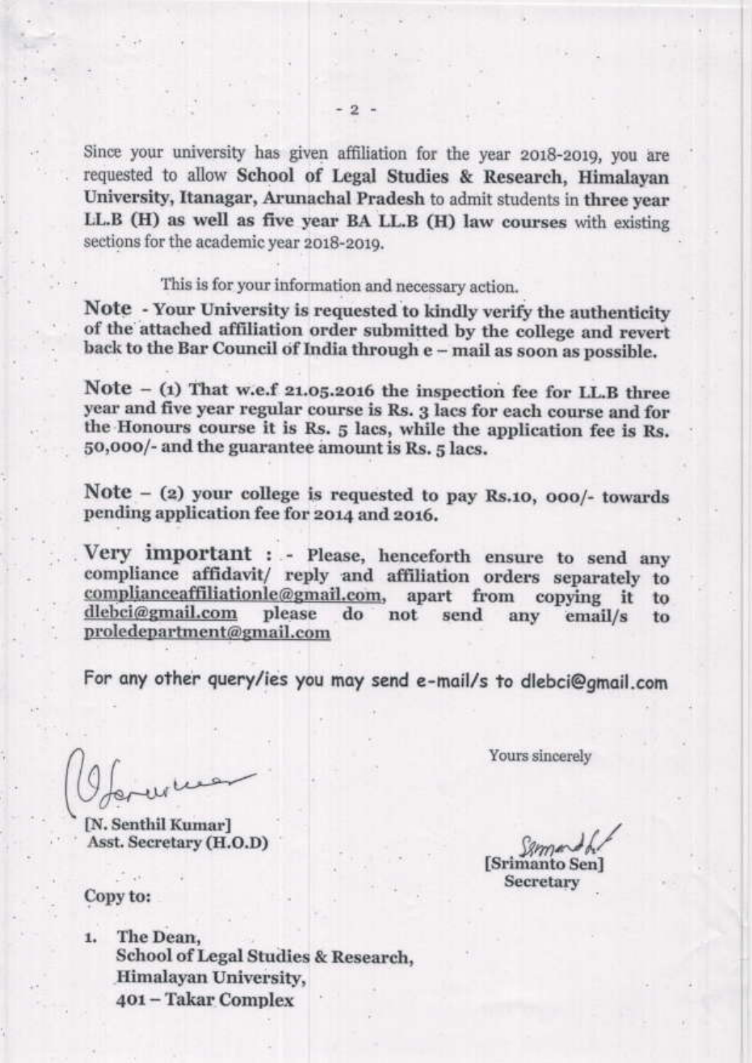Since your university has given affiliation for the year 2018-2019, you are requested to allow **School of Legal Studies & Research, Himalayan University, Itanagar, Arunachal Pradesh** to admit students in **three year LL.B (H) as well as five year BA LL.B (H) law courses** with existing sections for the academic year 2018-2019.

This is for your information and necessary action.

**Note - Your University is requested to kindly verify the authenticity of the attached affiliation order submitted by the college and revert back to the Bar Council of India through e – mail as soon as possible.**

**Note – (1) That w.e.f 21.05.2016 the inspection fee for LL.B three year and five year regular course is Rs. 3 lacs for each course and for the Honours course it is Rs. 5 lacs, while the application fee is Rs. 50,000/- and the guarantee amount is Rs. 5 lacs.**

**Note – (2) your college is requested to pay Rs.10, 000/- towards pending application fee for 2014 and 2016.**

**Very important : - Please, henceforth ensure to send any compliance affidavit/ reply and affiliation orders separately to complianceaffiliationle@gmail.com, apart from copying it to dlebci@gmail.com please do not send any email/s to proledepartment@gmail.com**

For any other query/ies you may send e-mail/s to dlebci@gmail.com

[N. Senthil Kumar]
Asst. Secretary (H.O.D)

Yours sincerely

[Srimanto Sen]
Secretary

Copy to:

1. The Dean,
   School of Legal Studies & Research,
   Himalayan University,
   401 – Takar Complex